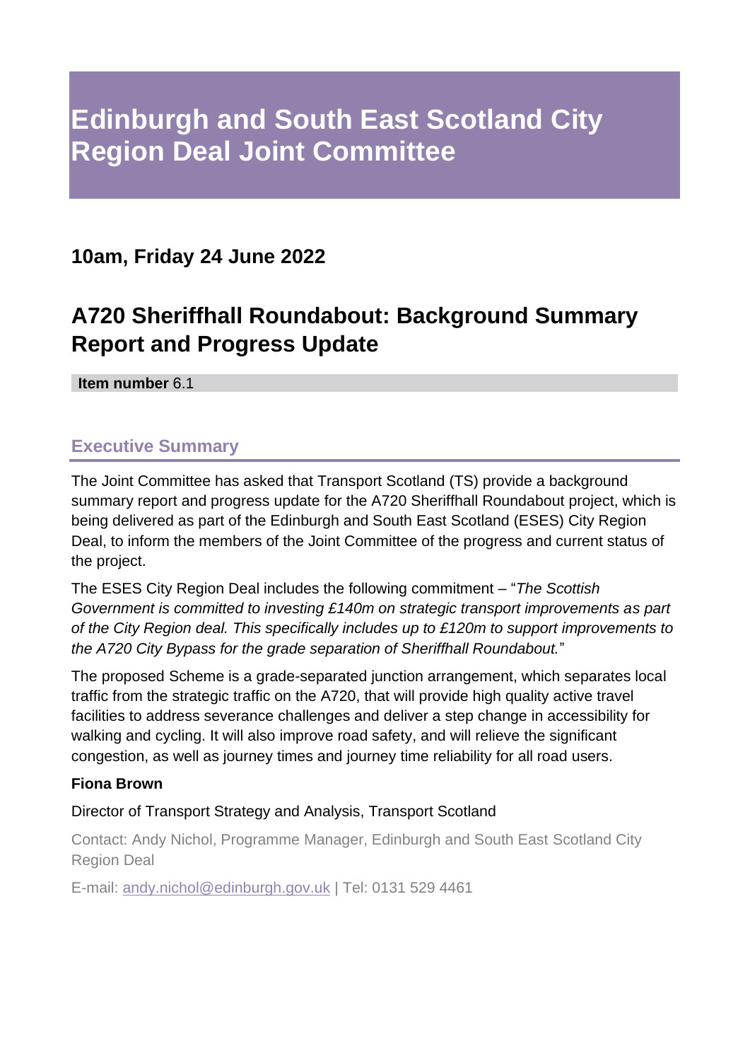# Edinburgh and South East Scotland City Region Deal Joint Committee

## 10am, Friday 24 June 2022

## A720 Sheriffhall Roundabout: Background Summary Report and Progress Update

**Item number** 6.1

### Executive Summary

The Joint Committee has asked that Transport Scotland (TS) provide a background summary report and progress update for the A720 Sheriffhall Roundabout project, which is being delivered as part of the Edinburgh and South East Scotland (ESES) City Region Deal, to inform the members of the Joint Committee of the progress and current status of the project.

The ESES City Region Deal includes the following commitment – "*The Scottish Government is committed to investing £140m on strategic transport improvements as part of the City Region deal. This specifically includes up to £120m to support improvements to the A720 City Bypass for the grade separation of Sheriffhall Roundabout.*"

The proposed Scheme is a grade-separated junction arrangement, which separates local traffic from the strategic traffic on the A720, that will provide high quality active travel facilities to address severance challenges and deliver a step change in accessibility for walking and cycling. It will also improve road safety, and will relieve the significant congestion, as well as journey times and journey time reliability for all road users.

**Fiona Brown**

Director of Transport Strategy and Analysis, Transport Scotland

Contact: Andy Nichol, Programme Manager, Edinburgh and South East Scotland City Region Deal

E-mail: andy.nichol@edinburgh.gov.uk | Tel: 0131 529 4461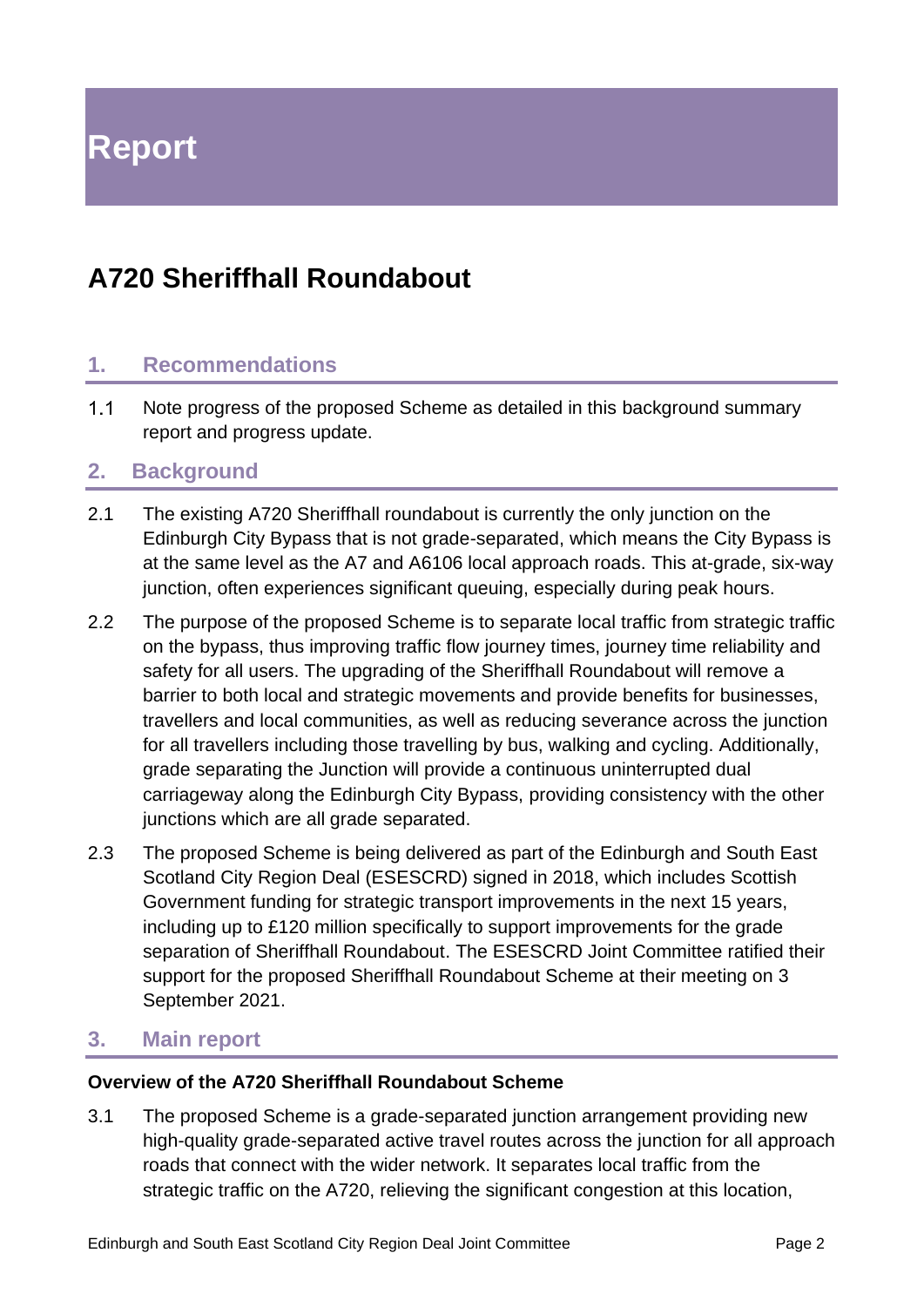# Report

# A720 Sheriffhall Roundabout

## 1. Recommendations

1.1 Note progress of the proposed Scheme as detailed in this background summary report and progress update.

## 2. Background

2.1 The existing A720 Sheriffhall roundabout is currently the only junction on the Edinburgh City Bypass that is not grade-separated, which means the City Bypass is at the same level as the A7 and A6106 local approach roads. This at-grade, six-way junction, often experiences significant queuing, especially during peak hours.

2.2 The purpose of the proposed Scheme is to separate local traffic from strategic traffic on the bypass, thus improving traffic flow journey times, journey time reliability and safety for all users. The upgrading of the Sheriffhall Roundabout will remove a barrier to both local and strategic movements and provide benefits for businesses, travellers and local communities, as well as reducing severance across the junction for all travellers including those travelling by bus, walking and cycling. Additionally, grade separating the Junction will provide a continuous uninterrupted dual carriageway along the Edinburgh City Bypass, providing consistency with the other junctions which are all grade separated.

2.3 The proposed Scheme is being delivered as part of the Edinburgh and South East Scotland City Region Deal (ESESCRD) signed in 2018, which includes Scottish Government funding for strategic transport improvements in the next 15 years, including up to £120 million specifically to support improvements for the grade separation of Sheriffhall Roundabout. The ESESCRD Joint Committee ratified their support for the proposed Sheriffhall Roundabout Scheme at their meeting on 3 September 2021.

## 3. Main report

**Overview of the A720 Sheriffhall Roundabout Scheme**

3.1 The proposed Scheme is a grade-separated junction arrangement providing new high-quality grade-separated active travel routes across the junction for all approach roads that connect with the wider network. It separates local traffic from the strategic traffic on the A720, relieving the significant congestion at this location,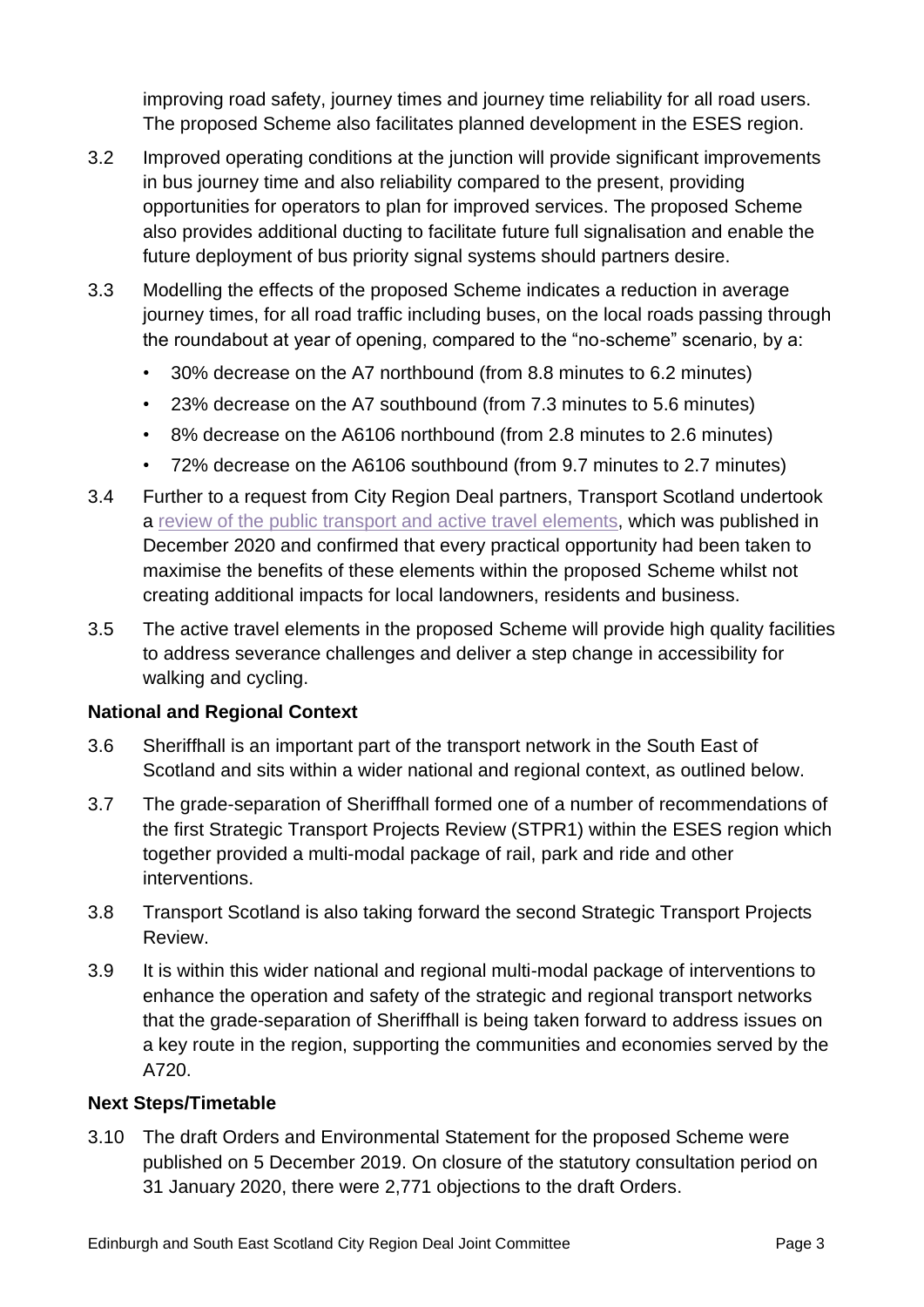improving road safety, journey times and journey time reliability for all road users. The proposed Scheme also facilitates planned development in the ESES region.

3.2 Improved operating conditions at the junction will provide significant improvements in bus journey time and also reliability compared to the present, providing opportunities for operators to plan for improved services. The proposed Scheme also provides additional ducting to facilitate future full signalisation and enable the future deployment of bus priority signal systems should partners desire.

3.3 Modelling the effects of the proposed Scheme indicates a reduction in average journey times, for all road traffic including buses, on the local roads passing through the roundabout at year of opening, compared to the "no-scheme" scenario, by a:

- 30% decrease on the A7 northbound (from 8.8 minutes to 6.2 minutes)
- 23% decrease on the A7 southbound (from 7.3 minutes to 5.6 minutes)
- 8% decrease on the A6106 northbound (from 2.8 minutes to 2.6 minutes)
- 72% decrease on the A6106 southbound (from 9.7 minutes to 2.7 minutes)

3.4 Further to a request from City Region Deal partners, Transport Scotland undertook a review of the public transport and active travel elements, which was published in December 2020 and confirmed that every practical opportunity had been taken to maximise the benefits of these elements within the proposed Scheme whilst not creating additional impacts for local landowners, residents and business.

3.5 The active travel elements in the proposed Scheme will provide high quality facilities to address severance challenges and deliver a step change in accessibility for walking and cycling.

**National and Regional Context**

3.6 Sheriffhall is an important part of the transport network in the South East of Scotland and sits within a wider national and regional context, as outlined below.

3.7 The grade-separation of Sheriffhall formed one of a number of recommendations of the first Strategic Transport Projects Review (STPR1) within the ESES region which together provided a multi-modal package of rail, park and ride and other interventions.

3.8 Transport Scotland is also taking forward the second Strategic Transport Projects Review.

3.9 It is within this wider national and regional multi-modal package of interventions to enhance the operation and safety of the strategic and regional transport networks that the grade-separation of Sheriffhall is being taken forward to address issues on a key route in the region, supporting the communities and economies served by the A720.

**Next Steps/Timetable**

3.10 The draft Orders and Environmental Statement for the proposed Scheme were published on 5 December 2019. On closure of the statutory consultation period on 31 January 2020, there were 2,771 objections to the draft Orders.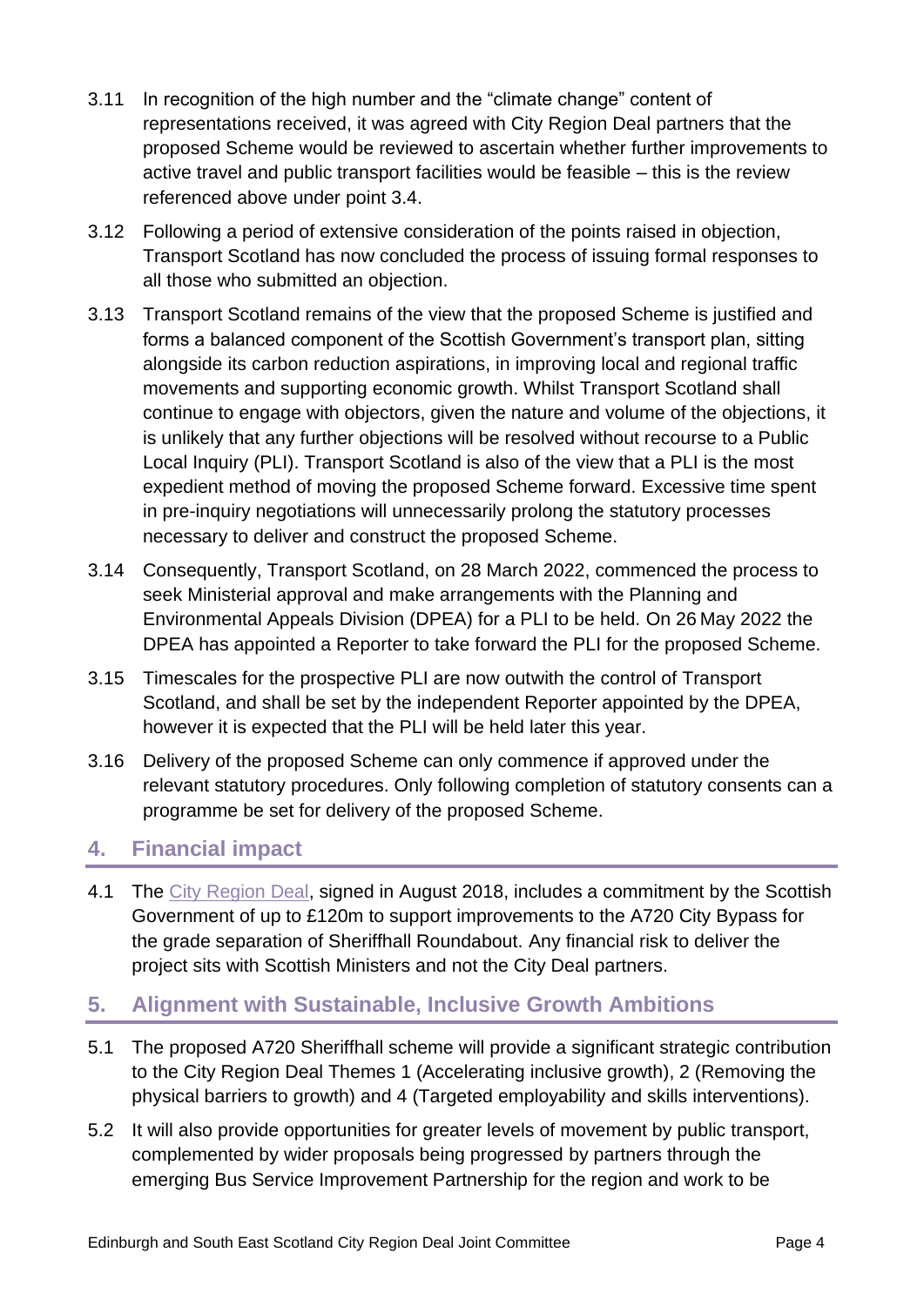3.11 In recognition of the high number and the "climate change" content of representations received, it was agreed with City Region Deal partners that the proposed Scheme would be reviewed to ascertain whether further improvements to active travel and public transport facilities would be feasible – this is the review referenced above under point 3.4.

3.12 Following a period of extensive consideration of the points raised in objection, Transport Scotland has now concluded the process of issuing formal responses to all those who submitted an objection.

3.13 Transport Scotland remains of the view that the proposed Scheme is justified and forms a balanced component of the Scottish Government's transport plan, sitting alongside its carbon reduction aspirations, in improving local and regional traffic movements and supporting economic growth. Whilst Transport Scotland shall continue to engage with objectors, given the nature and volume of the objections, it is unlikely that any further objections will be resolved without recourse to a Public Local Inquiry (PLI). Transport Scotland is also of the view that a PLI is the most expedient method of moving the proposed Scheme forward. Excessive time spent in pre-inquiry negotiations will unnecessarily prolong the statutory processes necessary to deliver and construct the proposed Scheme.

3.14 Consequently, Transport Scotland, on 28 March 2022, commenced the process to seek Ministerial approval and make arrangements with the Planning and Environmental Appeals Division (DPEA) for a PLI to be held. On 26 May 2022 the DPEA has appointed a Reporter to take forward the PLI for the proposed Scheme.

3.15 Timescales for the prospective PLI are now outwith the control of Transport Scotland, and shall be set by the independent Reporter appointed by the DPEA, however it is expected that the PLI will be held later this year.

3.16 Delivery of the proposed Scheme can only commence if approved under the relevant statutory procedures. Only following completion of statutory consents can a programme be set for delivery of the proposed Scheme.

## 4. Financial impact

4.1 The City Region Deal, signed in August 2018, includes a commitment by the Scottish Government of up to £120m to support improvements to the A720 City Bypass for the grade separation of Sheriffhall Roundabout. Any financial risk to deliver the project sits with Scottish Ministers and not the City Deal partners.

## 5. Alignment with Sustainable, Inclusive Growth Ambitions

5.1 The proposed A720 Sheriffhall scheme will provide a significant strategic contribution to the City Region Deal Themes 1 (Accelerating inclusive growth), 2 (Removing the physical barriers to growth) and 4 (Targeted employability and skills interventions).

5.2 It will also provide opportunities for greater levels of movement by public transport, complemented by wider proposals being progressed by partners through the emerging Bus Service Improvement Partnership for the region and work to be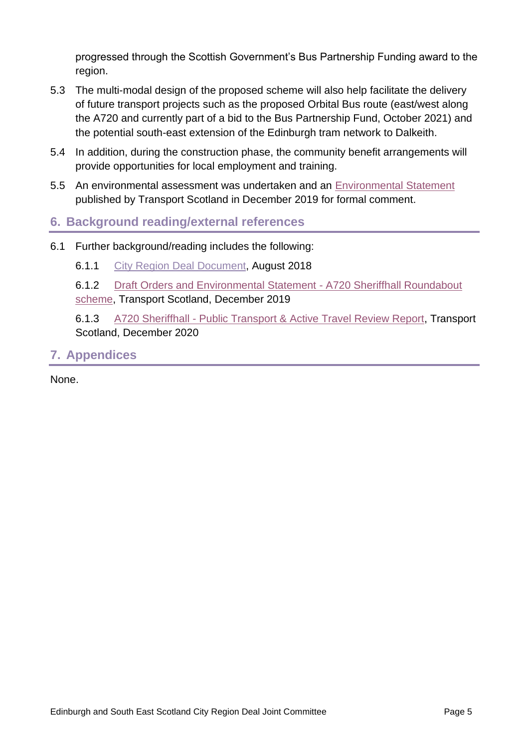progressed through the Scottish Government's Bus Partnership Funding award to the region.

5.3 The multi-modal design of the proposed scheme will also help facilitate the delivery of future transport projects such as the proposed Orbital Bus route (east/west along the A720 and currently part of a bid to the Bus Partnership Fund, October 2021) and the potential south-east extension of the Edinburgh tram network to Dalkeith.

5.4 In addition, during the construction phase, the community benefit arrangements will provide opportunities for local employment and training.

5.5 An environmental assessment was undertaken and an Environmental Statement published by Transport Scotland in December 2019 for formal comment.

## 6. Background reading/external references

6.1 Further background/reading includes the following:

6.1.1 City Region Deal Document, August 2018

6.1.2 Draft Orders and Environmental Statement - A720 Sheriffhall Roundabout scheme, Transport Scotland, December 2019

6.1.3 A720 Sheriffhall - Public Transport & Active Travel Review Report, Transport Scotland, December 2020

## 7. Appendices

None.